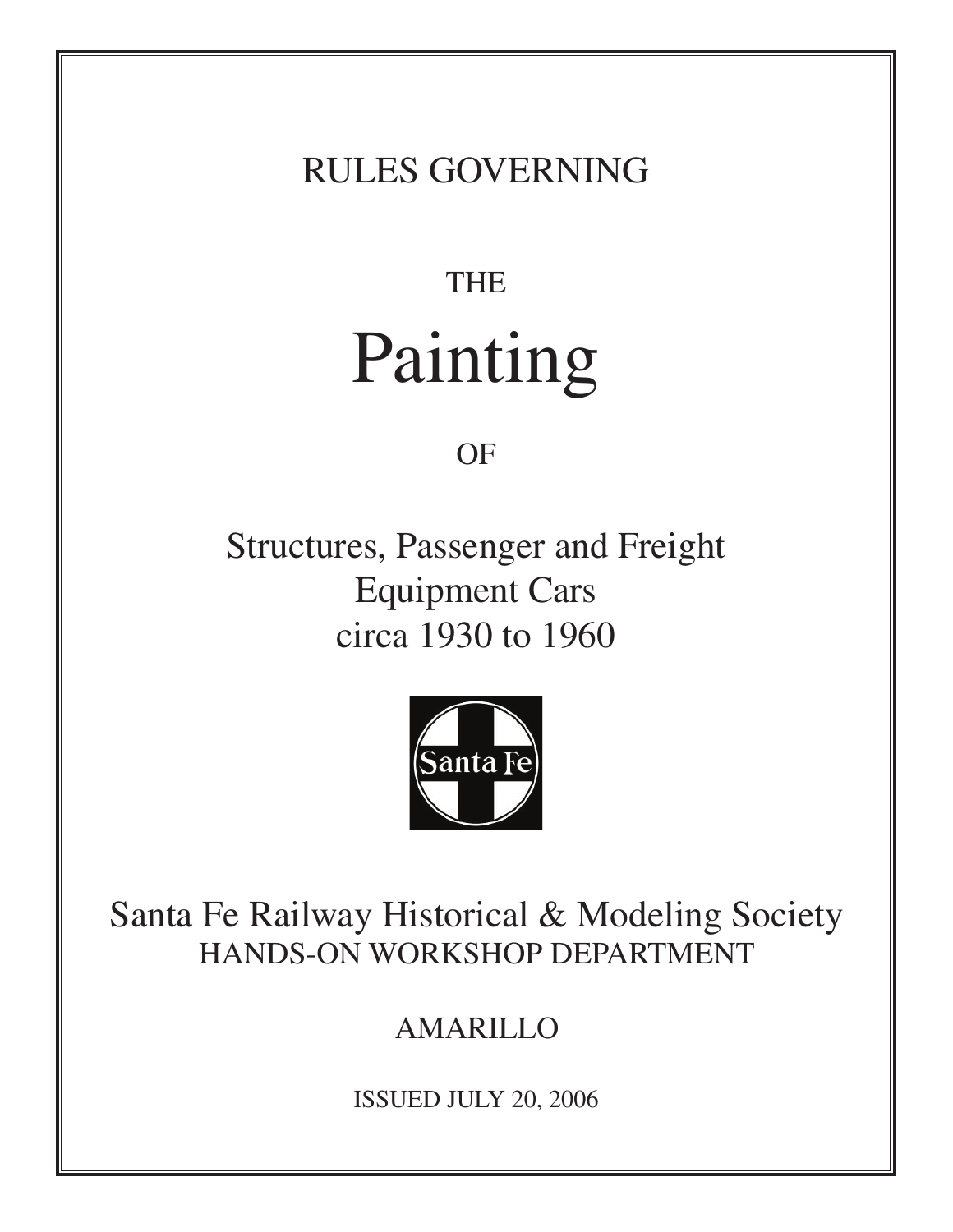RULES GOVERNING

THE

# Painting

OF

## Structures, Passenger and Freight Equipment Cars circa 1930 to 1960

Santa Fe

Santa Fe Railway Historical & Modeling Society
HANDS-ON WORKSHOP DEPARTMENT

AMARILLO

ISSUED JULY 20, 2006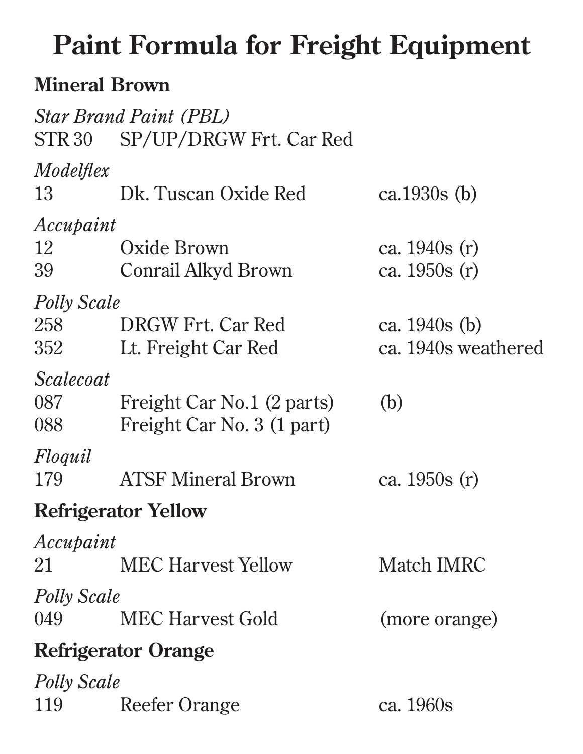# Paint Formula for Freight Equipment

## Mineral Brown

*Star Brand Paint (PBL)*

| | | |
|---|---|---|
| STR 30 | SP/UP/DRGW Frt. Car Red | |

*Modelflex*

| | | |
|---|---|---|
| 13 | Dk. Tuscan Oxide Red | ca.1930s (b) |

*Accupaint*

| | | |
|---|---|---|
| 12 | Oxide Brown | ca. 1940s (r) |
| 39 | Conrail Alkyd Brown | ca. 1950s (r) |

*Polly Scale*

| | | |
|---|---|---|
| 258 | DRGW Frt. Car Red | ca. 1940s (b) |
| 352 | Lt. Freight Car Red | ca. 1940s weathered |

*Scalecoat*

| | | |
|---|---|---|
| 087 | Freight Car No.1 (2 parts) | (b) |
| 088 | Freight Car No. 3 (1 part) | |

*Floquil*

| | | |
|---|---|---|
| 179 | ATSF Mineral Brown | ca. 1950s (r) |

## Refrigerator Yellow

*Accupaint*

| | | |
|---|---|---|
| 21 | MEC Harvest Yellow | Match IMRC |

*Polly Scale*

| | | |
|---|---|---|
| 049 | MEC Harvest Gold | (more orange) |

## Refrigerator Orange

*Polly Scale*

| | | |
|---|---|---|
| 119 | Reefer Orange | ca. 1960s |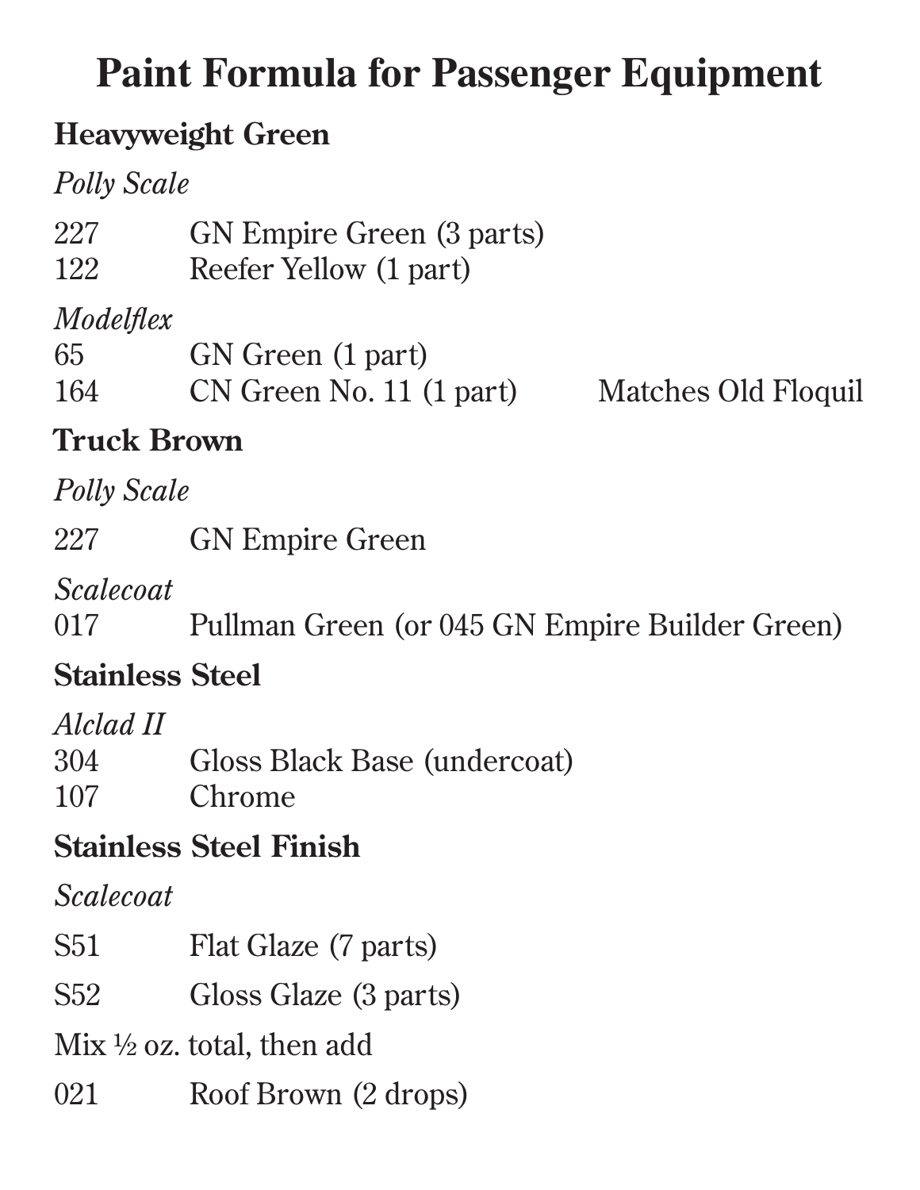# Paint Formula for Passenger Equipment

## Heavyweight Green

*Polly Scale*

| | | |
|---|---|---|
| 227 | GN Empire Green (3 parts) | |
| 122 | Reefer Yellow (1 part) | |

*Modelflex*

| | | |
|---|---|---|
| 65 | GN Green (1 part) | |
| 164 | CN Green No. 11 (1 part) | Matches Old Floquil |

## Truck Brown

*Polly Scale*

| | |
|---|---|
| 227 | GN Empire Green |

*Scalecoat*

| | |
|---|---|
| 017 | Pullman Green (or 045 GN Empire Builder Green) |

## Stainless Steel

*Alclad II*

| | |
|---|---|
| 304 | Gloss Black Base (undercoat) |
| 107 | Chrome |

## Stainless Steel Finish

*Scalecoat*

| | |
|---|---|
| S51 | Flat Glaze (7 parts) |
| S52 | Gloss Glaze (3 parts) |

Mix ½ oz. total, then add

| | |
|---|---|
| 021 | Roof Brown (2 drops) |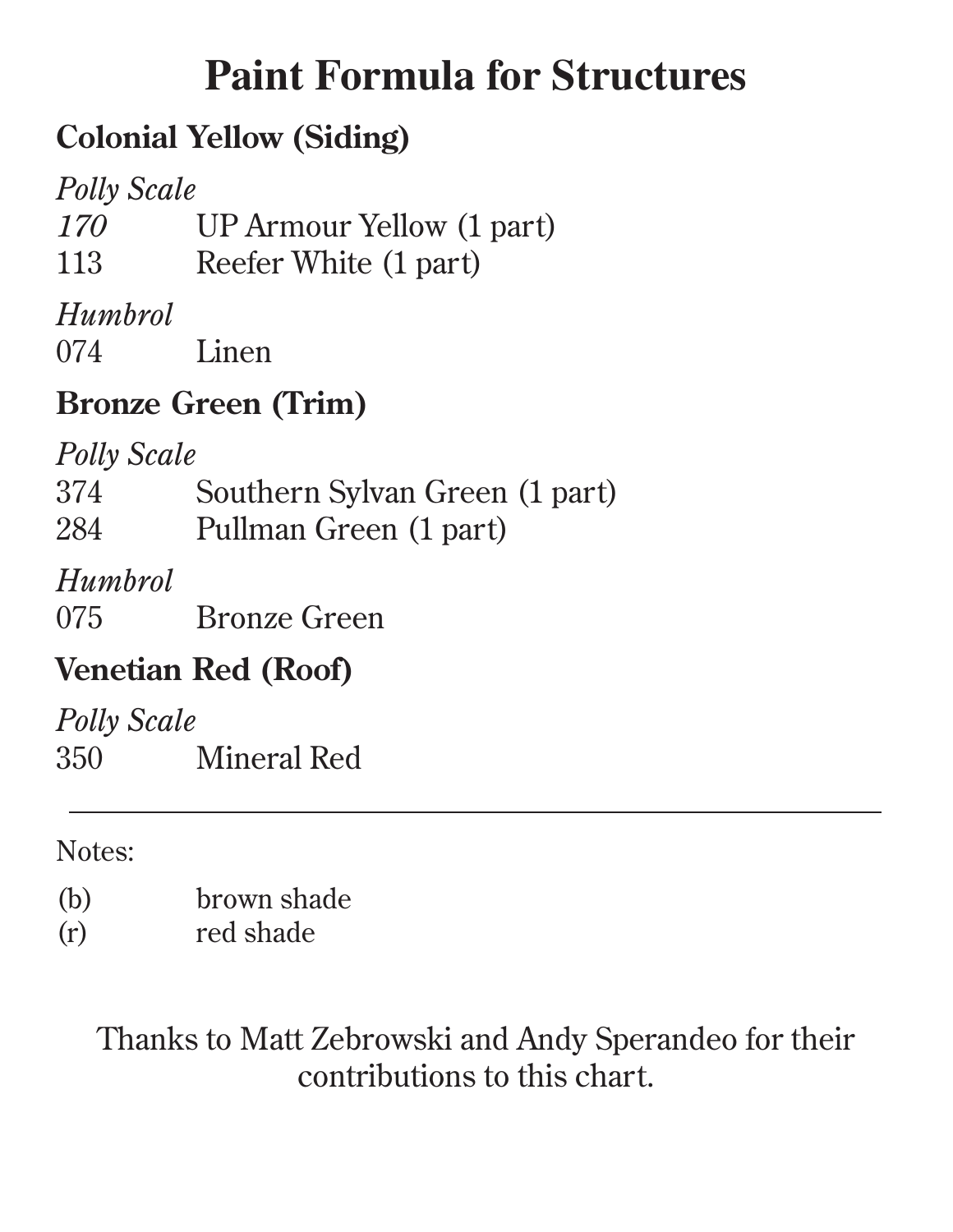# Paint Formula for Structures

## Colonial Yellow (Siding)

*Polly Scale*

| | |
|---|---|
| *170* | UP Armour Yellow (1 part) |
| 113 | Reefer White (1 part) |

*Humbrol*

| | |
|---|---|
| 074 | Linen |

## Bronze Green (Trim)

*Polly Scale*

| | |
|---|---|
| 374 | Southern Sylvan Green (1 part) |
| 284 | Pullman Green (1 part) |

*Humbrol*

| | |
|---|---|
| 075 | Bronze Green |

## Venetian Red (Roof)

*Polly Scale*

| | |
|---|---|
| 350 | Mineral Red |

---

Notes:

| | |
|---|---|
| (b) | brown shade |
| (r) | red shade |

Thanks to Matt Zebrowski and Andy Sperandeo for their contributions to this chart.